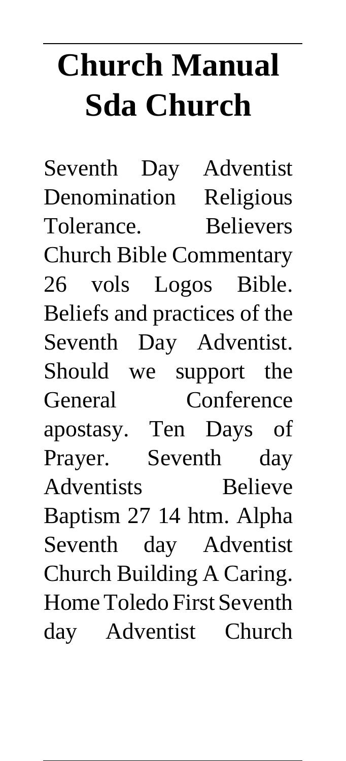# Church Manual Sda Church

Seventh Day Adventist Denomination Religious Tolerance. Believers Church Bible Commentary 26 vols Logos Bible. Beliefs and practices of the Seventh Day Adventist. Should we support the General Conference apostasy. Ten Days of Prayer. Seventh day Adventists Believe Baptism 27 14 htm. Alpha Seventh day Adventist Church Building A Caring. Home Toledo First Seventh day Adventist Church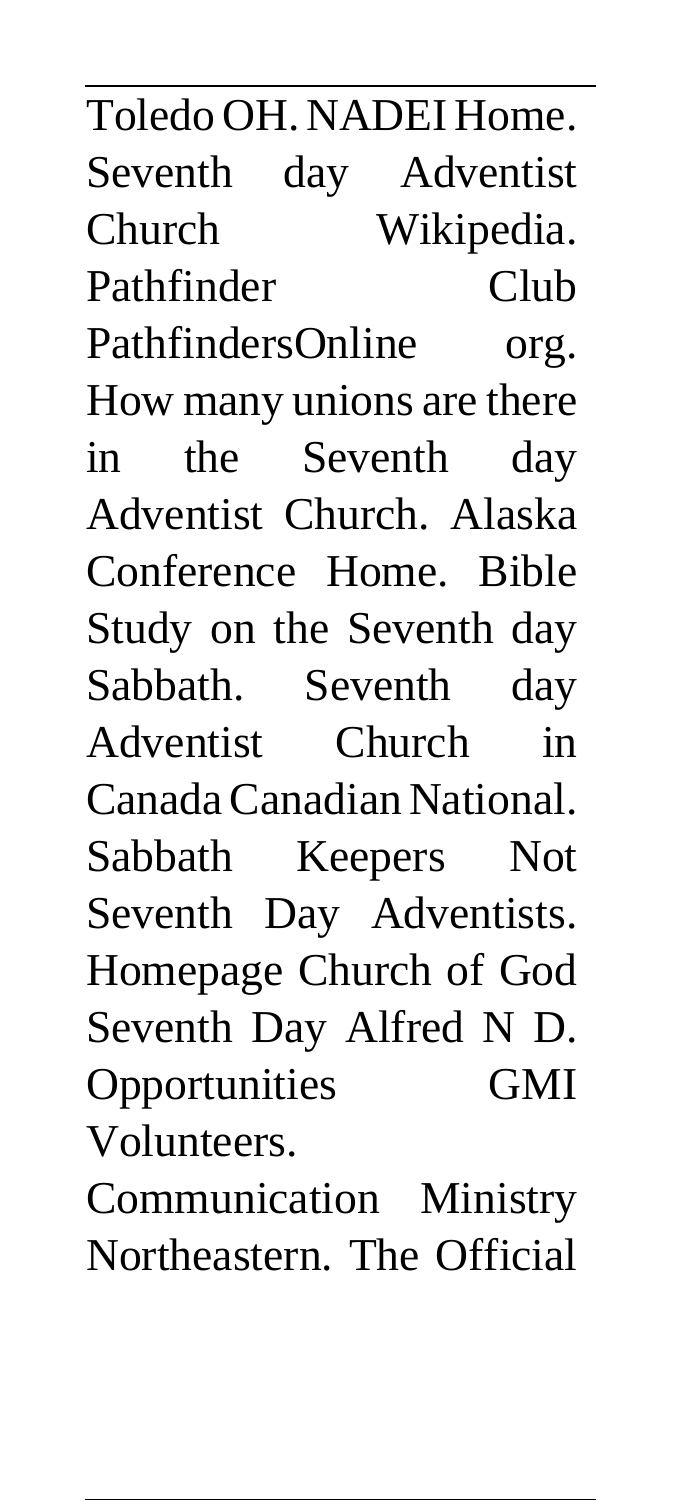Toledo OH. NADEI Home. Seventh day Adventist Church Wikipedia. Pathfinder Club PathfindersOnline org. How many unions are there in the Seventh day Adventist Church. Alaska Conference Home. Bible Study on the Seventh day Sabbath. Seventh day Adventist Church in Canada Canadian National. Sabbath Keepers Not Seventh Day Adventists. Homepage Church of God Seventh Day Alfred N D. Opportunities GMI Volunteers.

Communication Ministry Northeastern. The Official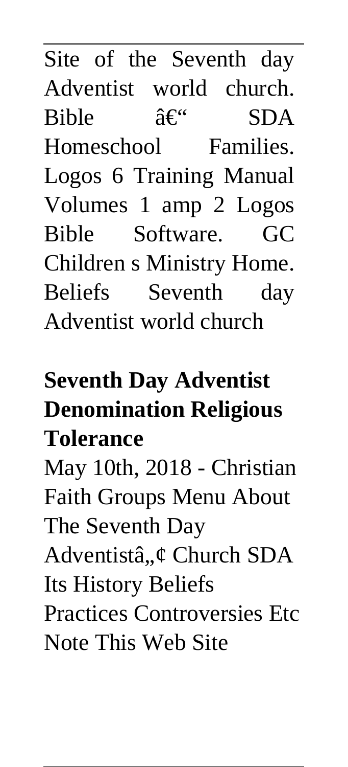Site of the Seventh day Adventist world church. Bible â€“ SDA Homeschool Families. Logos 6 Training Manual Volumes 1 amp 2 Logos Bible Software. GC Children s Ministry Home. Beliefs Seventh day Adventist world church

**Seventh Day Adventist Denomination Religious Tolerance**

May 10th, 2018 - Christian Faith Groups Menu About The Seventh Day Adventistâ„¢ Church SDA Its History Beliefs Practices Controversies Etc Note This Web Site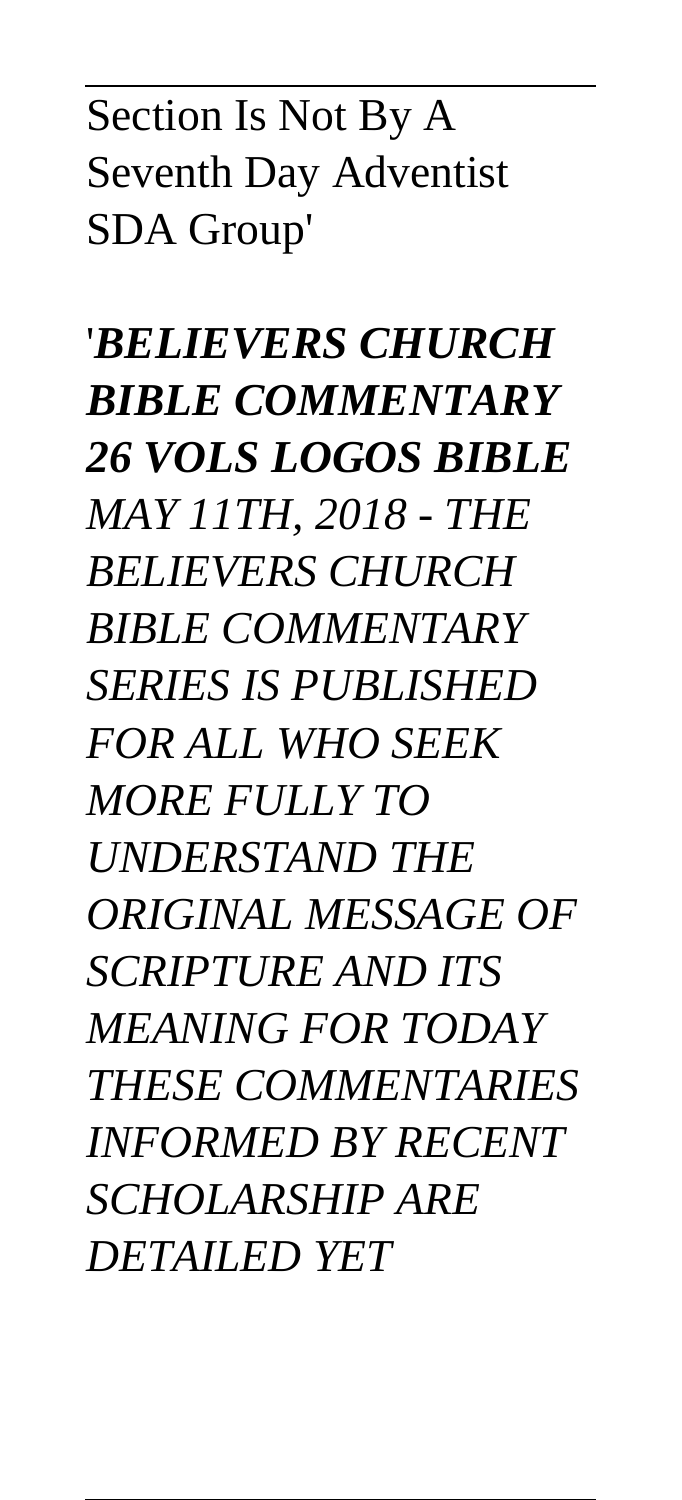Section Is Not By A Seventh Day Adventist SDA Group'

'*BELIEVERS CHURCH BIBLE COMMENTARY 26 VOLS LOGOS BIBLE MAY 11TH, 2018 - THE BELIEVERS CHURCH BIBLE COMMENTARY SERIES IS PUBLISHED FOR ALL WHO SEEK MORE FULLY TO UNDERSTAND THE ORIGINAL MESSAGE OF SCRIPTURE AND ITS MEANING FOR TODAY THESE COMMENTARIES INFORMED BY RECENT SCHOLARSHIP ARE DETAILED YET*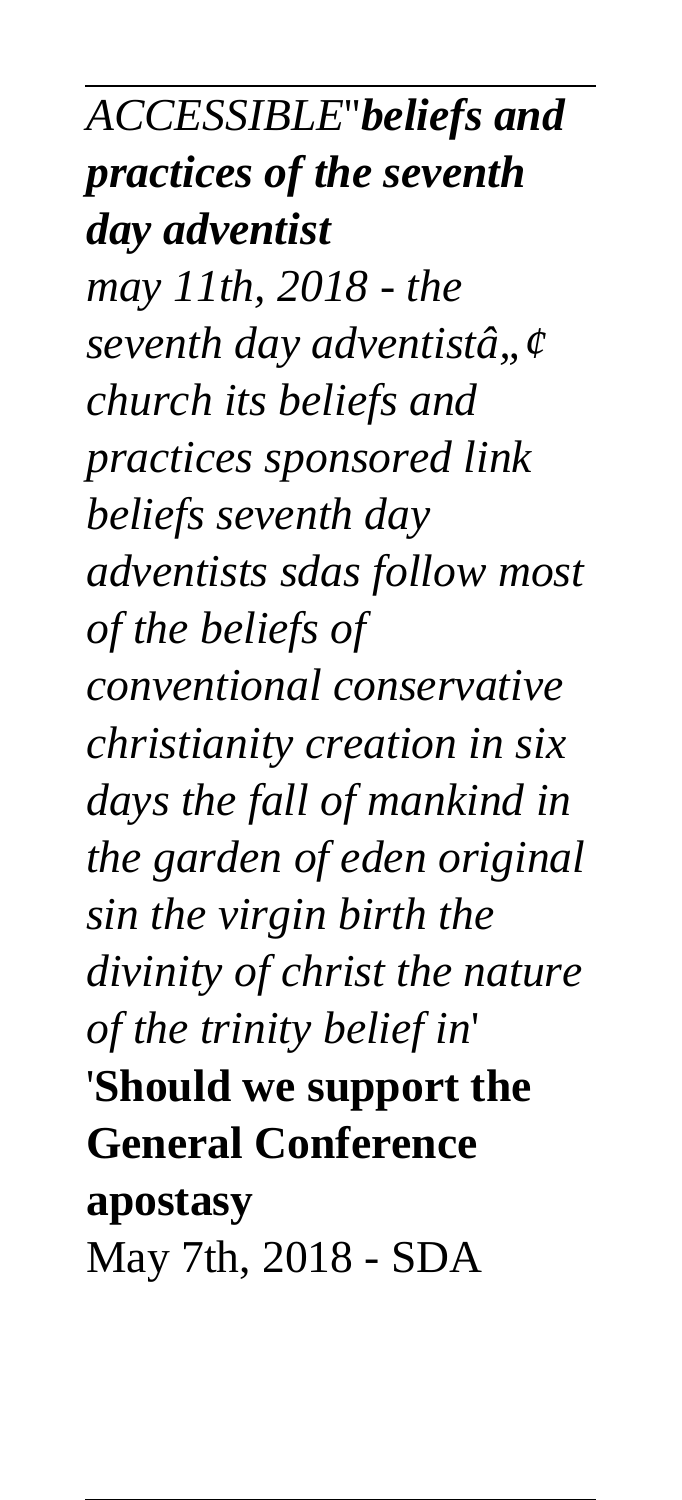*ACCESSIBLE*''***beliefs and practices of the seventh day adventist***

*may 11th, 2018 - the seventh day adventistâ„¢ church its beliefs and practices sponsored link beliefs seventh day adventists sdas follow most of the beliefs of conventional conservative christianity creation in six days the fall of mankind in the garden of eden original sin the virgin birth the divinity of christ the nature of the trinity belief in*'

'**Should we support the General Conference apostasy**

May 7th, 2018 - SDA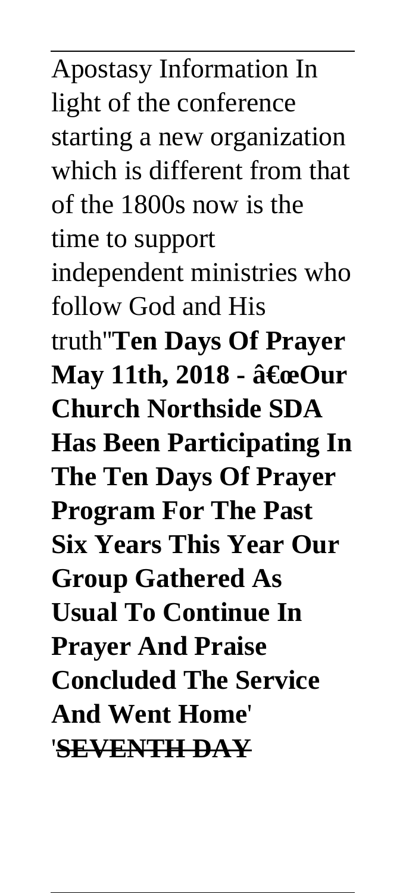Apostasy Information In light of the conference starting a new organization which is different from that of the 1800s now is the time to support independent ministries who follow God and His truth''**Ten Days Of Prayer May 11th, 2018 - â€œOur Church Northside SDA Has Been Participating In The Ten Days Of Prayer Program For The Past Six Years This Year Our Group Gathered As Usual To Continue In Prayer And Praise Concluded The Service And Went Home**' '**SEVENTH DAY**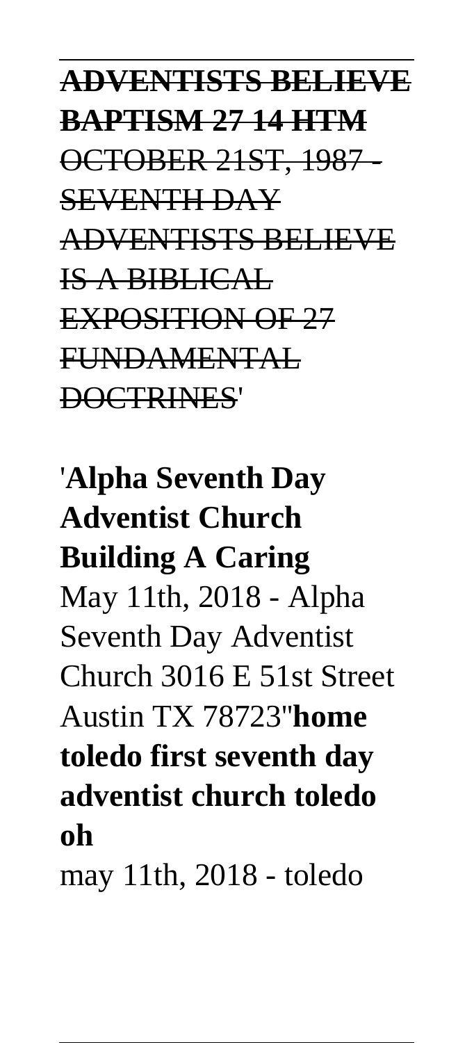**ADVENTISTS BELIEVE BAPTISM 27 14 HTM**
OCTOBER 21ST, 1987 - SEVENTH DAY ADVENTISTS BELIEVE IS A BIBLICAL EXPOSITION OF 27 FUNDAMENTAL DOCTRINES'

'**Alpha Seventh Day Adventist Church Building A Caring**
May 11th, 2018 - Alpha Seventh Day Adventist Church 3016 E 51st Street Austin TX 78723''**home toledo first seventh day adventist church toledo oh**
may 11th, 2018 - toledo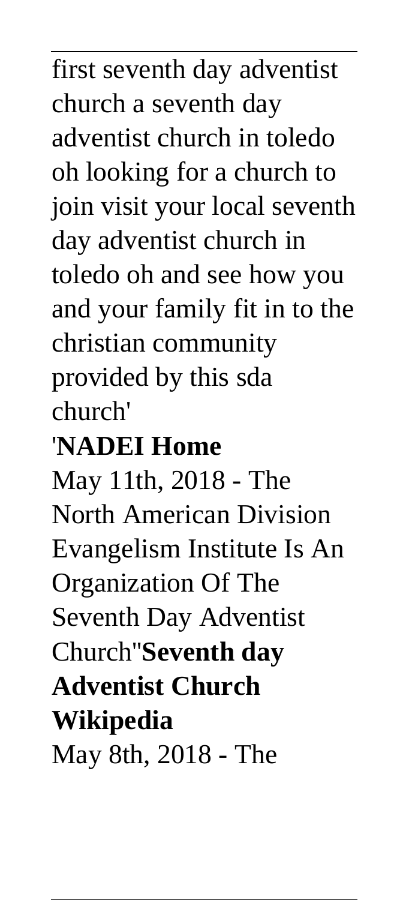first seventh day adventist church a seventh day adventist church in toledo oh looking for a church to join visit your local seventh day adventist church in toledo oh and see how you and your family fit in to the christian community provided by this sda church'

'**NADEI Home**

May 11th, 2018 - The North American Division Evangelism Institute Is An Organization Of The Seventh Day Adventist Church''**Seventh day Adventist Church Wikipedia**

May 8th, 2018 - The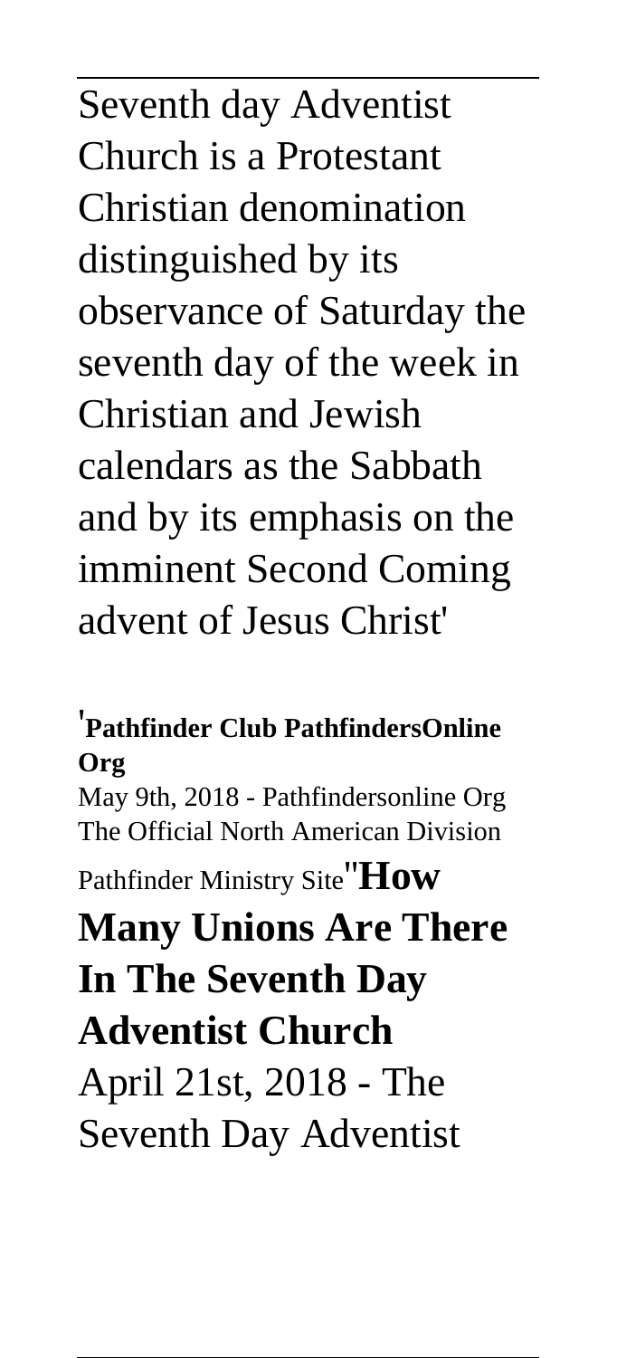Seventh day Adventist Church is a Protestant Christian denomination distinguished by its observance of Saturday the seventh day of the week in Christian and Jewish calendars as the Sabbath and by its emphasis on the imminent Second Coming advent of Jesus Christ'

'**Pathfinder Club PathfindersOnline Org**

May 9th, 2018 - Pathfindersonline Org The Official North American Division Pathfinder Ministry Site''**How Many Unions Are There In The Seventh Day Adventist Church**

April 21st, 2018 - The Seventh Day Adventist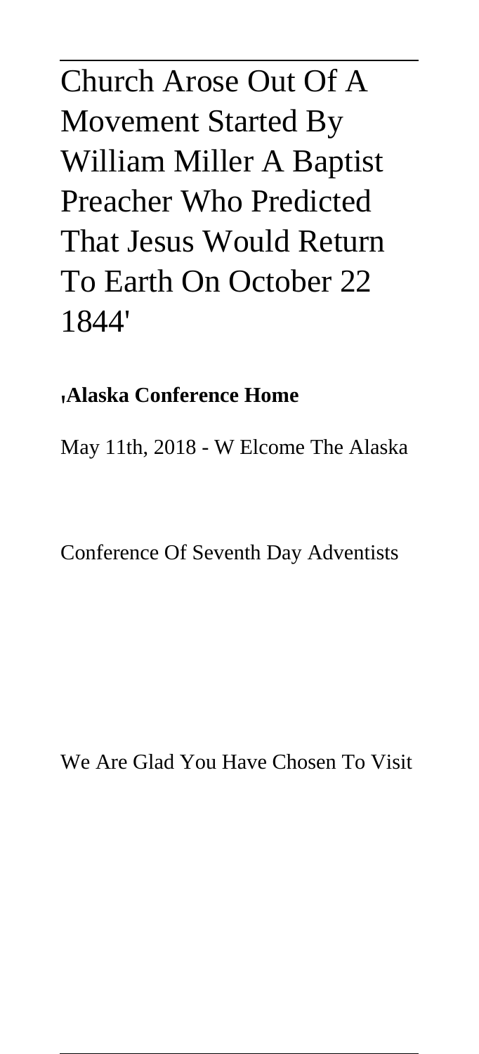Church Arose Out Of A Movement Started By William Miller A Baptist Preacher Who Predicted That Jesus Would Return To Earth On October 22 1844'

'**Alaska Conference Home**

May 11th, 2018 - W Elcome The Alaska Conference Of Seventh Day Adventists We Are Glad You Have Chosen To Visit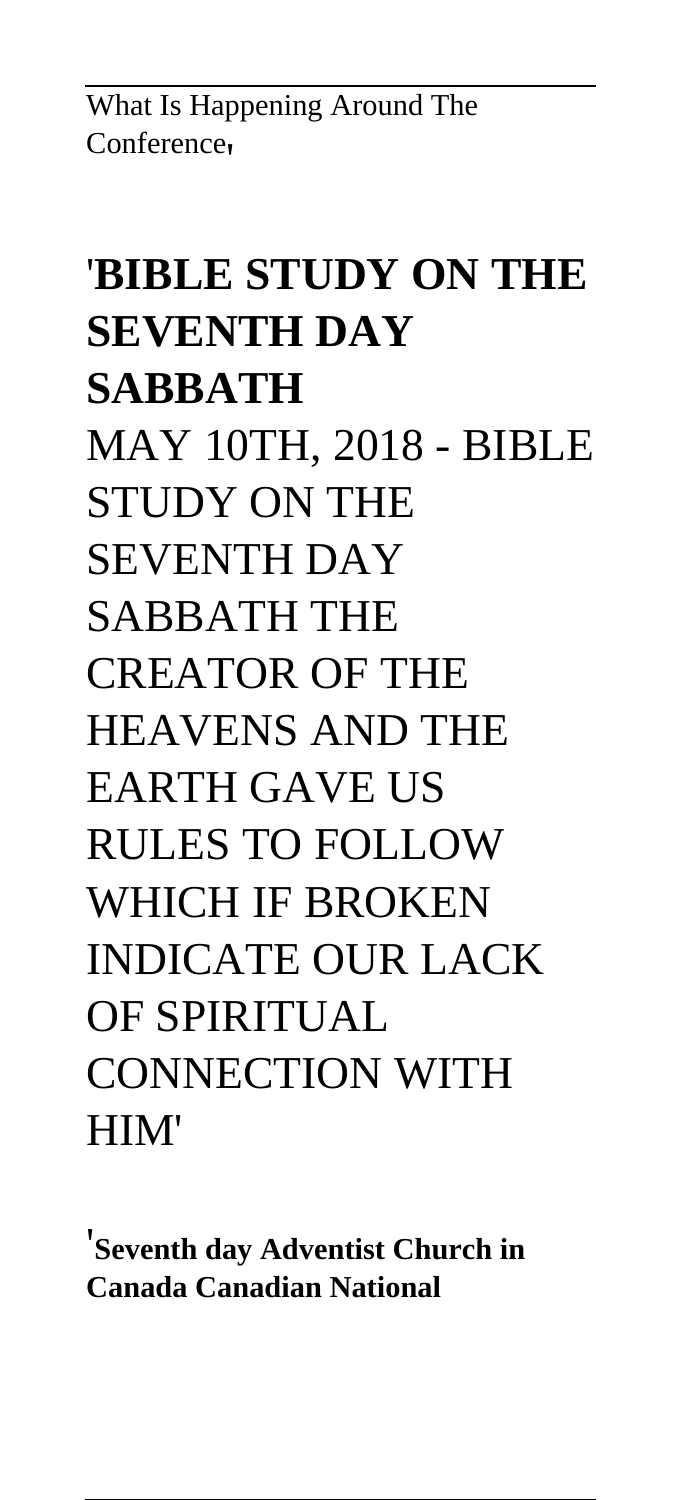What Is Happening Around The Conference'

'**BIBLE STUDY ON THE SEVENTH DAY SABBATH**
MAY 10TH, 2018 - BIBLE STUDY ON THE SEVENTH DAY SABBATH THE CREATOR OF THE HEAVENS AND THE EARTH GAVE US RULES TO FOLLOW WHICH IF BROKEN INDICATE OUR LACK OF SPIRITUAL CONNECTION WITH HIM'

'**Seventh day Adventist Church in Canada Canadian National**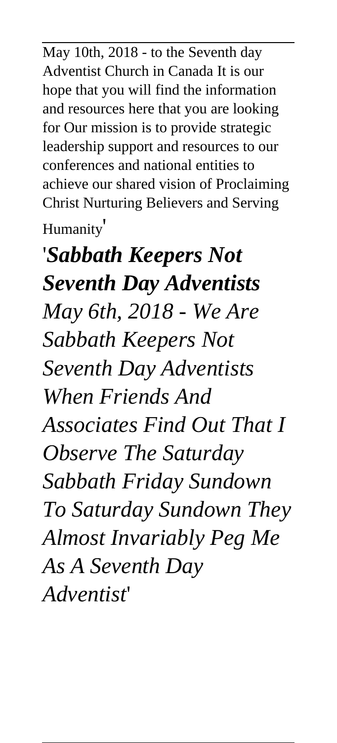May 10th, 2018 - to the Seventh day Adventist Church in Canada It is our hope that you will find the information and resources here that you are looking for Our mission is to provide strategic leadership support and resources to our conferences and national entities to achieve our shared vision of Proclaiming Christ Nurturing Believers and Serving Humanity'

## '*Sabbath Keepers Not Seventh Day Adventists*

*May 6th, 2018 - We Are Sabbath Keepers Not Seventh Day Adventists When Friends And Associates Find Out That I Observe The Saturday Sabbath Friday Sundown To Saturday Sundown They Almost Invariably Peg Me As A Seventh Day Adventist*'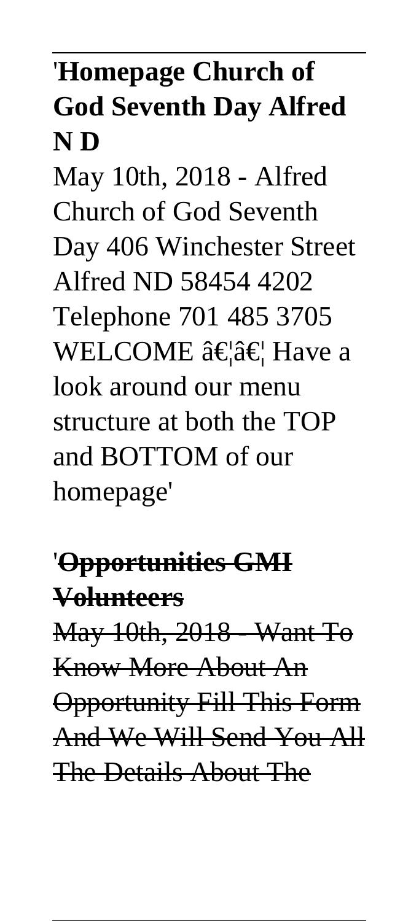## 'Homepage Church of God Seventh Day Alfred N D

May 10th, 2018 - Alfred Church of God Seventh Day 406 Winchester Street Alfred ND 58454 4202 Telephone 701 485 3705 WELCOME â€¦â€¦ Have a look around our menu structure at both the TOP and BOTTOM of our homepage'

## '~~Opportunities GMI Volunteers~~

~~May 10th, 2018 - Want To Know More About An Opportunity Fill This Form And We Will Send You All The Details About The~~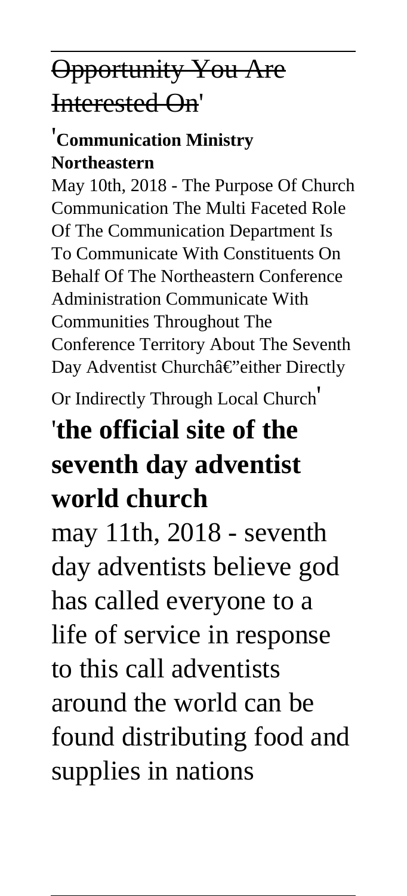Opportunity You Are Interested On'

'**Communication Ministry Northeastern**

May 10th, 2018 - The Purpose Of Church Communication The Multi Faceted Role Of The Communication Department Is To Communicate With Constituents On Behalf Of The Northeastern Conference Administration Communicate With Communities Throughout The Conference Territory About The Seventh Day Adventist Churchâ€"either Directly Or Indirectly Through Local Church'

'**the official site of the seventh day adventist world church**

may 11th, 2018 - seventh day adventists believe god has called everyone to a life of service in response to this call adventists around the world can be found distributing food and supplies in nations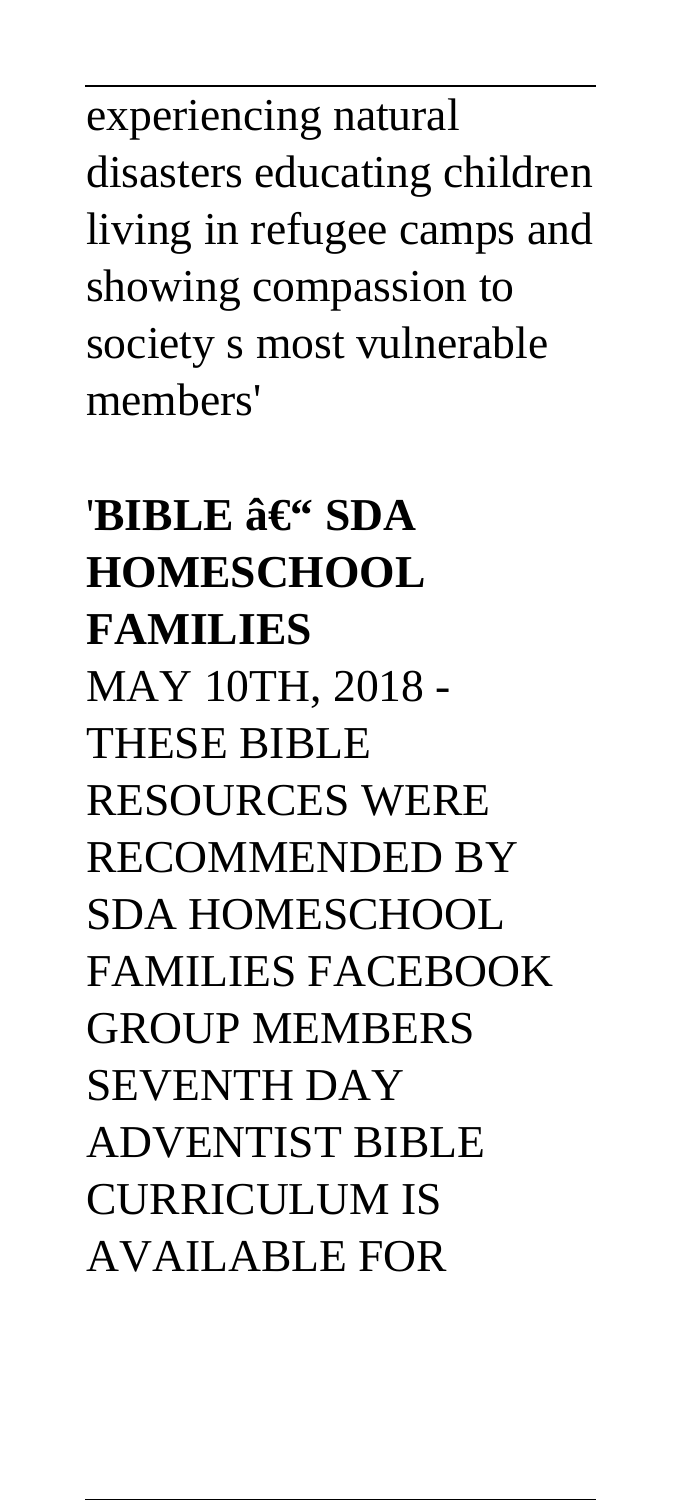experiencing natural disasters educating children living in refugee camps and showing compassion to society s most vulnerable members'

'**BIBLE â€“ SDA HOMESCHOOL FAMILIES**

MAY 10TH, 2018 - THESE BIBLE RESOURCES WERE RECOMMENDED BY SDA HOMESCHOOL FAMILIES FACEBOOK GROUP MEMBERS SEVENTH DAY ADVENTIST BIBLE CURRICULUM IS AVAILABLE FOR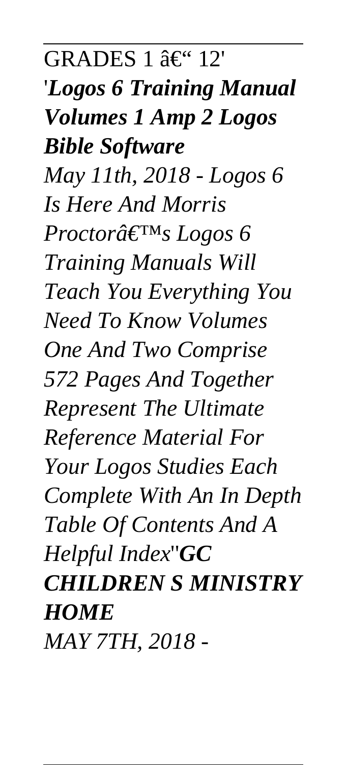GRADES 1 â€“ 12'

'***Logos 6 Training Manual Volumes 1 Amp 2 Logos Bible Software***

*May 11th, 2018 - Logos 6 Is Here And Morris Proctorâ€™s Logos 6 Training Manuals Will Teach You Everything You Need To Know Volumes One And Two Comprise 572 Pages And Together Represent The Ultimate Reference Material For Your Logos Studies Each Complete With An In Depth Table Of Contents And A Helpful Index*''***GC CHILDREN S MINISTRY HOME***

*MAY 7TH, 2018 -*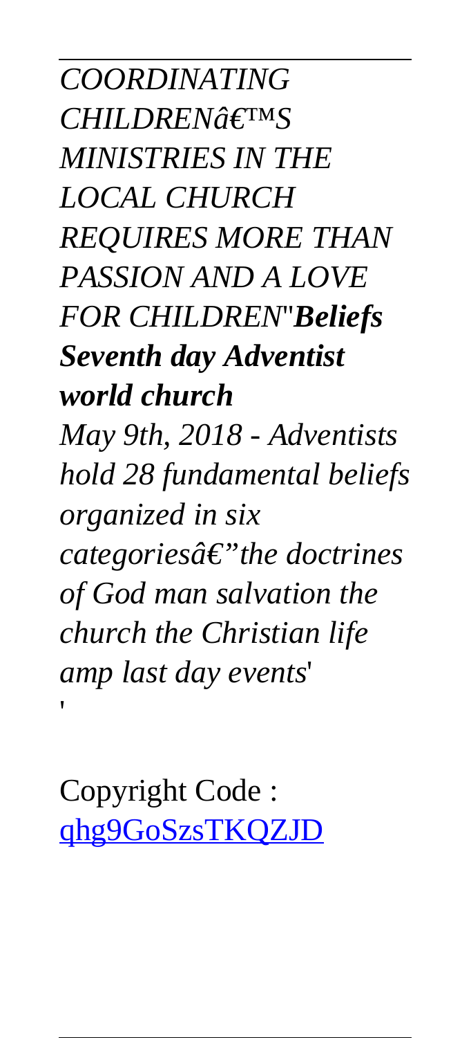*COORDINATING CHILDRENâ€™S MINISTRIES IN THE LOCAL CHURCH REQUIRES MORE THAN PASSION AND A LOVE FOR CHILDREN*'***Beliefs Seventh day Adventist world church***

*May 9th, 2018 - Adventists hold 28 fundamental beliefs organized in six categoriesâ€"the doctrines of God man salvation the church the Christian life amp last day events*'

'

Copyright Code : [qhg9GoSzsTKQZJD]